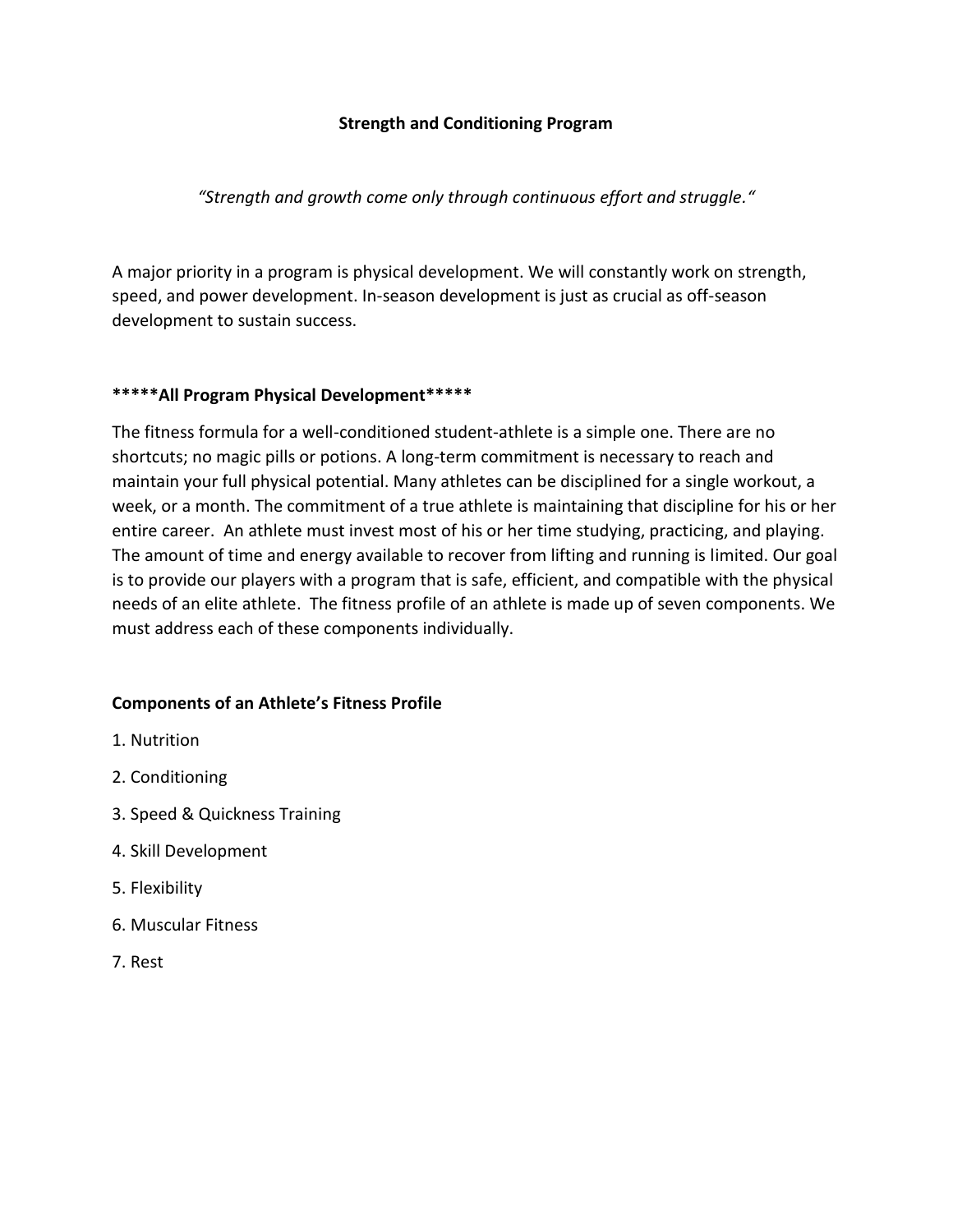# Strength and Conditioning Program

*"Strength and growth come only through continuous effort and struggle."*

A major priority in a program is physical development. We will constantly work on strength, speed, and power development. In-season development is just as crucial as off-season development to sustain success.

## *****All Program Physical Development*****

The fitness formula for a well-conditioned student-athlete is a simple one. There are no shortcuts; no magic pills or potions. A long-term commitment is necessary to reach and maintain your full physical potential. Many athletes can be disciplined for a single workout, a week, or a month. The commitment of a true athlete is maintaining that discipline for his or her entire career. An athlete must invest most of his or her time studying, practicing, and playing. The amount of time and energy available to recover from lifting and running is limited. Our goal is to provide our players with a program that is safe, efficient, and compatible with the physical needs of an elite athlete. The fitness profile of an athlete is made up of seven components. We must address each of these components individually.

## Components of an Athlete's Fitness Profile

1. Nutrition
2. Conditioning
3. Speed & Quickness Training
4. Skill Development
5. Flexibility
6. Muscular Fitness
7. Rest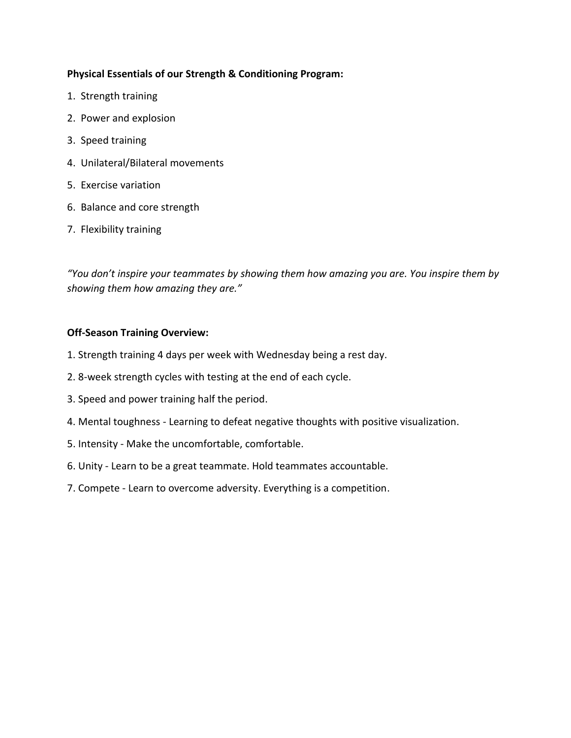**Physical Essentials of our Strength & Conditioning Program:**

1. Strength training
2. Power and explosion
3. Speed training
4. Unilateral/Bilateral movements
5. Exercise variation
6. Balance and core strength
7. Flexibility training

*"You don't inspire your teammates by showing them how amazing you are. You inspire them by showing them how amazing they are."*

**Off-Season Training Overview:**

1. Strength training 4 days per week with Wednesday being a rest day.
2. 8-week strength cycles with testing at the end of each cycle.
3. Speed and power training half the period.
4. Mental toughness - Learning to defeat negative thoughts with positive visualization.
5. Intensity - Make the uncomfortable, comfortable.
6. Unity - Learn to be a great teammate. Hold teammates accountable.
7. Compete - Learn to overcome adversity. Everything is a competition.